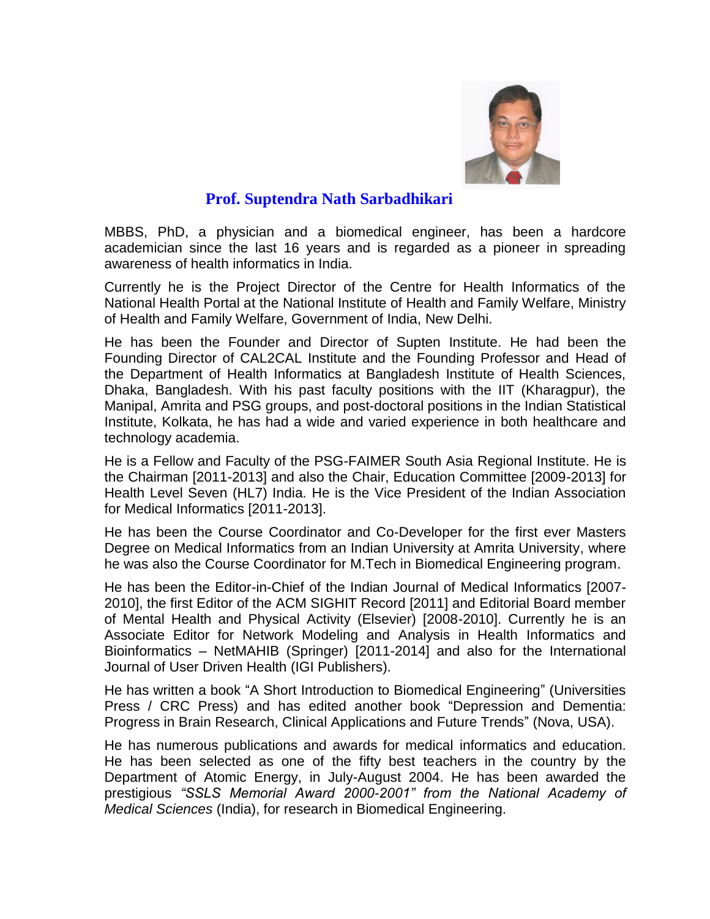# Prof. Suptendra Nath Sarbadhikari

MBBS, PhD, a physician and a biomedical engineer, has been a hardcore academician since the last 16 years and is regarded as a pioneer in spreading awareness of health informatics in India.

Currently he is the Project Director of the Centre for Health Informatics of the National Health Portal at the National Institute of Health and Family Welfare, Ministry of Health and Family Welfare, Government of India, New Delhi.

He has been the Founder and Director of Supten Institute. He had been the Founding Director of CAL2CAL Institute and the Founding Professor and Head of the Department of Health Informatics at Bangladesh Institute of Health Sciences, Dhaka, Bangladesh. With his past faculty positions with the IIT (Kharagpur), the Manipal, Amrita and PSG groups, and post-doctoral positions in the Indian Statistical Institute, Kolkata, he has had a wide and varied experience in both healthcare and technology academia.

He is a Fellow and Faculty of the PSG-FAIMER South Asia Regional Institute. He is the Chairman [2011-2013] and also the Chair, Education Committee [2009-2013] for Health Level Seven (HL7) India. He is the Vice President of the Indian Association for Medical Informatics [2011-2013].

He has been the Course Coordinator and Co-Developer for the first ever Masters Degree on Medical Informatics from an Indian University at Amrita University, where he was also the Course Coordinator for M.Tech in Biomedical Engineering program.

He has been the Editor-in-Chief of the Indian Journal of Medical Informatics [2007-2010], the first Editor of the ACM SIGHIT Record [2011] and Editorial Board member of Mental Health and Physical Activity (Elsevier) [2008-2010]. Currently he is an Associate Editor for Network Modeling and Analysis in Health Informatics and Bioinformatics – NetMAHIB (Springer) [2011-2014] and also for the International Journal of User Driven Health (IGI Publishers).

He has written a book "A Short Introduction to Biomedical Engineering" (Universities Press / CRC Press) and has edited another book "Depression and Dementia: Progress in Brain Research, Clinical Applications and Future Trends" (Nova, USA).

He has numerous publications and awards for medical informatics and education. He has been selected as one of the fifty best teachers in the country by the Department of Atomic Energy, in July-August 2004. He has been awarded the prestigious *"SSLS Memorial Award 2000-2001" from the National Academy of Medical Sciences* (India), for research in Biomedical Engineering.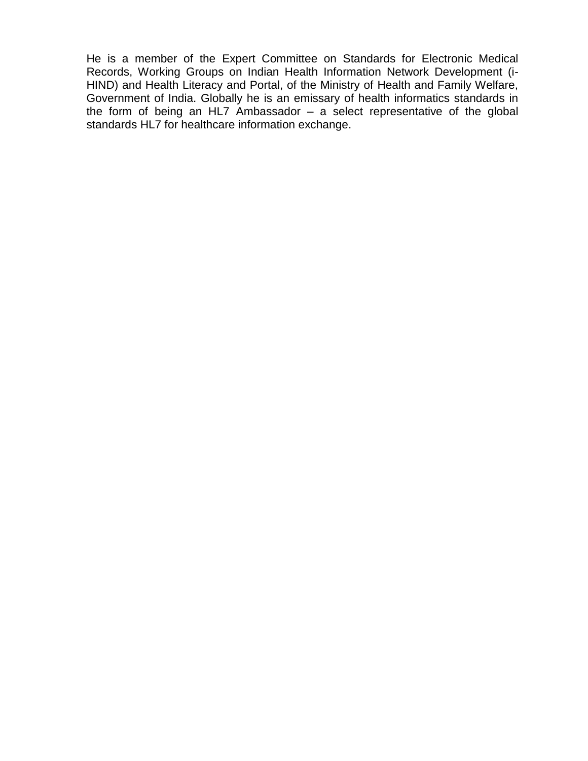He is a member of the Expert Committee on Standards for Electronic Medical Records, Working Groups on Indian Health Information Network Development (i-HIND) and Health Literacy and Portal, of the Ministry of Health and Family Welfare, Government of India. Globally he is an emissary of health informatics standards in the form of being an HL7 Ambassador – a select representative of the global standards HL7 for healthcare information exchange.